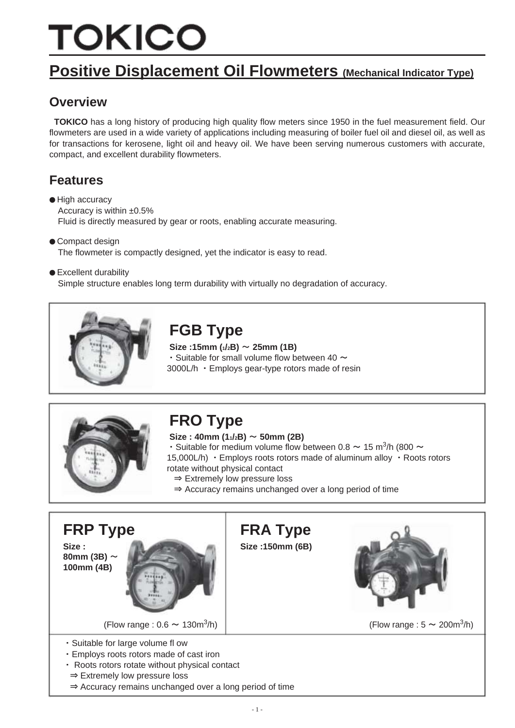# TOKICO

## Positive Displacement Oil Flowmeters (Mechanical Indicator Type)

### Overview

**TOKICO** has a long history of producing high quality flow meters since 1950 in the fuel measurement field. Our flowmeters are used in a wide variety of applications including measuring of boiler fuel oil and diesel oil, as well as for transactions for kerosene, light oil and heavy oil. We have been serving numerous customers with accurate, compact, and excellent durability flowmeters.

### Features

- High accuracy
  Accuracy is within ±0.5%
  Fluid is directly measured by gear or roots, enabling accurate measuring.
- Compact design
  The flowmeter is compactly designed, yet the indicator is easy to read.
- Excellent durability
  Simple structure enables long term durability with virtually no degradation of accuracy.

### FGB Type

**Size :15mm (1/2B) ～ 25mm (1B)**

・Suitable for small volume flow between 40 ～ 3000L/h ・Employs gear-type rotors made of resin

### FRO Type

**Size : 40mm (1 1/2B) ～ 50mm (2B)**

・Suitable for medium volume flow between 0.8 ～ 15 $m^3$/h (800 ～ 15,000L/h) ・Employs roots rotors made of aluminum alloy ・Roots rotors rotate without physical contact

⇒ Extremely low pressure loss

⇒ Accuracy remains unchanged over a long period of time

### FRP Type

**Size : 80mm (3B) ～ 100mm (4B)**

(Flow range : 0.6 ～ 130$m^3$/h)

### FRA Type

**Size :150mm (6B)**

(Flow range : 5 ～ 200$m^3$/h)

・Suitable for large volume fl ow
・Employs roots rotors made of cast iron
・ Roots rotors rotate without physical contact
⇒ Extremely low pressure loss
⇒ Accuracy remains unchanged over a long period of time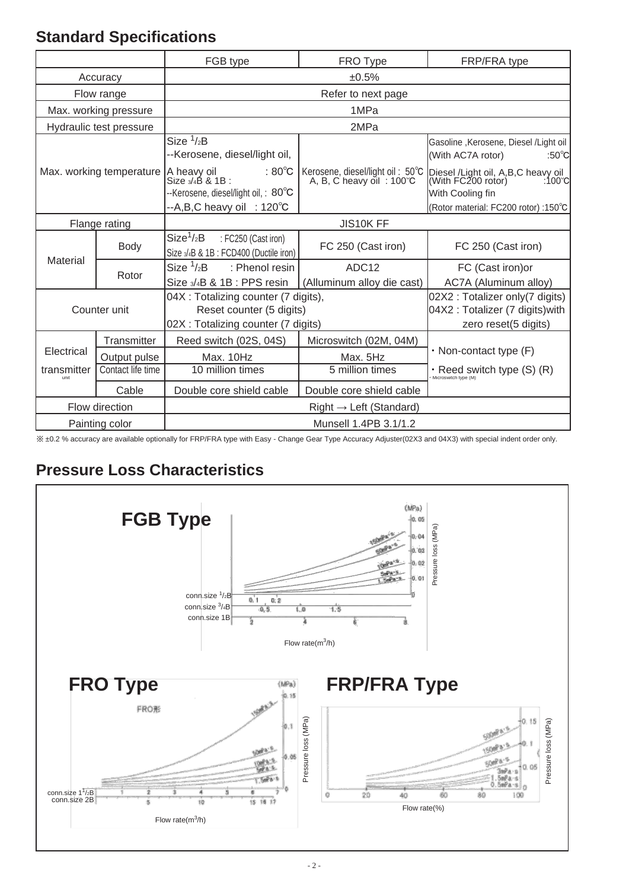## Standard Specifications

| | | FGB type | FRO Type | FRP/FRA type |
|---|---|---|---|---|
| Accuracy | | ±0.5% | | |
| Flow range | | Refer to next page | | |
| Max. working pressure | | 1MPa | | |
| Hydraulic test pressure | | 2MPa | | |
| Max. working temperature | | Size 1/2B --Kerosene, diesel/light oil, A heavy oil : 80℃ Size 3/4B & 1B : --Kerosene, diesel/light oil, : 80℃ --A,B,C heavy oil : 120℃ | Kerosene, diesel/light oil : 50℃ A, B, C heavy oil : 100℃ | Gasoline ,Kerosene, Diesel /Light oil (With AC7A rotor) :50℃ Diesel /Light oil, A,B,C heavy oil (With FC200 rotor) :100℃ With Cooling fin (Rotor material: FC200 rotor) :150℃ |
| Flange rating | | JIS10K FF | | |
| Material | Body | Size 1/2B : FC250 (Cast iron) Size 3/4B & 1B : FCD400 (Ductile iron) | FC 250 (Cast iron) | FC 250 (Cast iron) |
| | Rotor | Size 1/2B : Phenol resin Size 3/4B & 1B : PPS resin | ADC12 (Alluminum alloy die cast) | FC (Cast iron)or AC7A (Aluminum alloy) |
| Counter unit | | 04X : Totalizing counter (7 digits), Reset counter (5 digits) 02X : Totalizing counter (7 digits) | | 02X2 : Totalizer only(7 digits) 04X2 : Totalizer (7 digits)with zero reset(5 digits) |
| Electrical transmitter unit | Transmitter | Reed switch (02S, 04S) | Microswitch (02M, 04M) | ・Non-contact type (F) ・Reed switch type (S) (R) ・Microswitch type (M) |
| | Output pulse | Max. 10Hz | Max. 5Hz | |
| | Contact life time | 10 million times | 5 million times | |
| | Cable | Double core shield cable | Double core shield cable | |
| Flow direction | | Right → Left (Standard) | | |
| Painting color | | Munsell 1.4PB 3.1/1.2 | | |

※ ±0.2 % accuracy are available optionally for FRP/FRA type with Easy - Change Gear Type Accuracy Adjuster(02X3 and 04X3) with special indent order only.

## Pressure Loss Characteristics

**FGB Type**

Pressure loss (MPa): 0, 0.01, 0.02, 0.03, 0.04, 0.05
Curves: 150mPa·s, 50mPa·s, 10mPa·s, 5mPa·s, 1.5mPa·s
conn.size 1/2B: 0.1, 0.2
conn.size 3/4B: 0.5, 1.0, 1.5
conn.size 1B: 2, 4, 6, 8
Flow rate($m^3$/h)

**FRO Type**

FRO形
Pressure loss (MPa): 0, 0.05, 0.1, 0.15
Curves: 150mPa·s, 50mPa·s, 10mPa·s, 5mPa·s, 1.5mPa·s
conn.size 1 1/2B: 1, 2, 3, 4, 5, 6, 7
conn.size 2B: 5, 10, 15, 16, 17
Flow rate($m^3$/h)

**FRP/FRA Type**

Pressure loss (MPa): 0, 0.05, 0.1, 0.15
Curves: 500mPa·s, 150mPa·s, 50mPa·s, 3mPa·s, 1.5mPa·s, 0.5mPa·s
Flow rate(%): 0, 20, 40, 60, 80, 100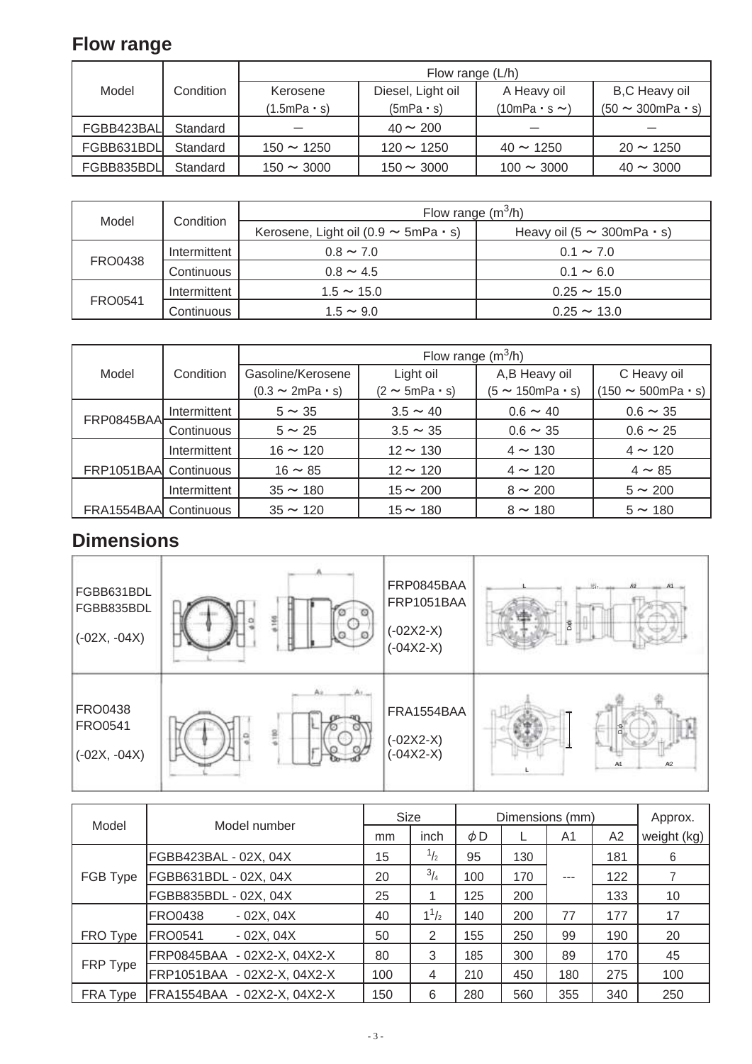## Flow range

| Model | Condition | Flow range (L/h) | | | |
|---|---|---|---|---|---|
| | | Kerosene (1.5mPa・s) | Diesel, Light oil (5mPa・s) | A Heavy oil (10mPa・s ~) | B,C Heavy oil (50 ~ 300mPa・s) |
| FGBB423BAL | Standard | — | 40 ~ 200 | — | — |
| FGBB631BDL | Standard | 150 ~ 1250 | 120 ~ 1250 | 40 ~ 1250 | 20 ~ 1250 |
| FGBB835BDL | Standard | 150 ~ 3000 | 150 ~ 3000 | 100 ~ 3000 | 40 ~ 3000 |

| Model | Condition | Flow range ($m^3$/h) | |
|---|---|---|---|
| | | Kerosene, Light oil (0.9 ~ 5mPa・s) | Heavy oil (5 ~ 300mPa・s) |
| FRO0438 | Intermittent | 0.8 ~ 7.0 | 0.1 ~ 7.0 |
| | Continuous | 0.8 ~ 4.5 | 0.1 ~ 6.0 |
| FRO0541 | Intermittent | 1.5 ~ 15.0 | 0.25 ~ 15.0 |
| | Continuous | 1.5 ~ 9.0 | 0.25 ~ 13.0 |

| Model | Condition | Flow range ($m^3$/h) | | | |
|---|---|---|---|---|---|
| | | Gasoline/Kerosene (0.3 ~ 2mPa・s) | Light oil (2 ~ 5mPa・s) | A,B Heavy oil (5 ~ 150mPa・s) | C Heavy oil (150 ~ 500mPa・s) |
| FRP0845BAA | Intermittent | 5 ~ 35 | 3.5 ~ 40 | 0.6 ~ 40 | 0.6 ~ 35 |
| | Continuous | 5 ~ 25 | 3.5 ~ 35 | 0.6 ~ 35 | 0.6 ~ 25 |
| FRP1051BAA | Intermittent | 16 ~ 120 | 12 ~ 130 | 4 ~ 130 | 4 ~ 120 |
| | Continuous | 16 ~ 85 | 12 ~ 120 | 4 ~ 120 | 4 ~ 85 |
| FRA1554BAA | Intermittent | 35 ~ 180 | 15 ~ 200 | 8 ~ 200 | 5 ~ 200 |
| | Continuous | 35 ~ 120 | 15 ~ 180 | 8 ~ 180 | 5 ~ 180 |

## Dimensions

FGBB631BDL
FGBB835BDL
(-02X, -04X)

FRP0845BAA
FRP1051BAA
(-02X2-X)
(-04X2-X)

FRO0438
FRO0541
(-02X, -04X)

FRA1554BAA
(-02X2-X)
(-04X2-X)

| Model | Model number | Size | | Dimensions (mm) | | | | Approx. |
|---|---|---|---|---|---|---|---|---|
| | | mm | inch | $\phi$D | L | A1 | A2 | weight (kg) |
| FGB Type | FGBB423BAL - 02X, 04X | 15 | $^1/_2$ | 95 | 130 | --- | 181 | 6 |
| | FGBB631BDL - 02X, 04X | 20 | $^3/_4$ | 100 | 170 | | 122 | 7 |
| | FGBB835BDL - 02X, 04X | 25 | 1 | 125 | 200 | | 133 | 10 |
| FRO Type | FRO0438 - 02X, 04X | 40 | $1^1/_2$ | 140 | 200 | 77 | 177 | 17 |
| | FRO0541 - 02X, 04X | 50 | 2 | 155 | 250 | 99 | 190 | 20 |
| FRP Type | FRP0845BAA - 02X2-X, 04X2-X | 80 | 3 | 185 | 300 | 89 | 170 | 45 |
| | FRP1051BAA - 02X2-X, 04X2-X | 100 | 4 | 210 | 450 | 180 | 275 | 100 |
| FRA Type | FRA1554BAA - 02X2-X, 04X2-X | 150 | 6 | 280 | 560 | 355 | 340 | 250 |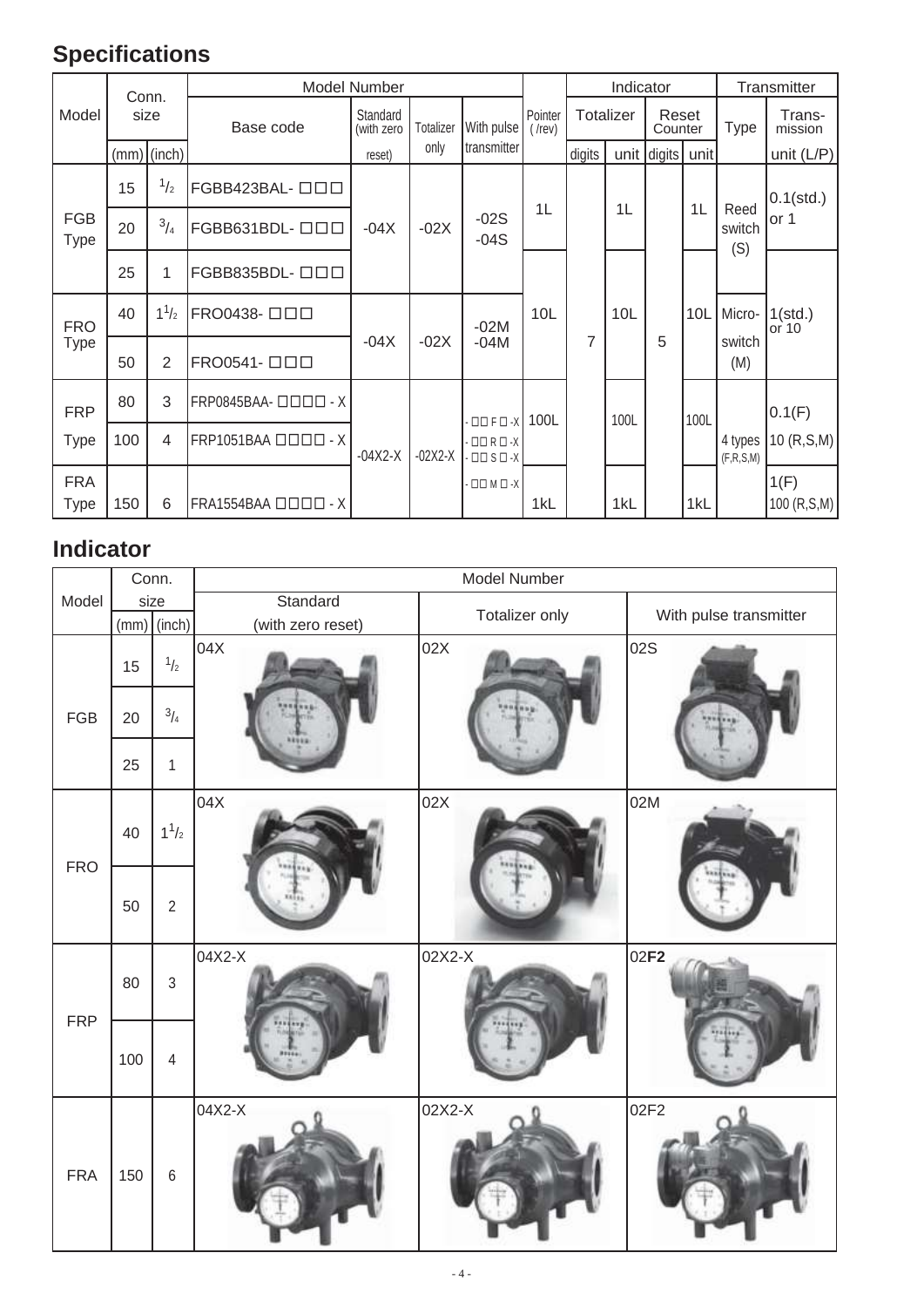## Specifications

| Model | Conn. size | | Model Number | | | | Pointer (/rev) | Indicator | | | | Transmitter | |
|---|---|---|---|---|---|---|---|---|---|---|---|---|---|
| | | | Base code | Standard (with zero reset) | Totalizer only | With pulse transmitter | | Totalizer | | Reset Counter | | Type | Trans-mission |
| | (mm) | (inch) | | | | | | digits | unit | digits | unit | | unit (L/P) |
| FGB Type | 15 | 1/2 | FGBB423BAL- □□□ | -04X | -02X | -02S -04S | 1L | 7 | 1L | 5 | 1L | Reed switch (S) | 0.1(std.) or 1 |
| | 20 | 3/4 | FGBB631BDL- □□□ | | | | | | | | | | |
| | 25 | 1 | FGBB835BDL- □□□ | | | | 10L | | 10L | | 10L | | |
| FRO Type | 40 | 1 1/2 | FRO0438- □□□ | -04X | -02X | -02M -04M | | | | | | Micro-switch (M) | 1(std.) or 10 |
| | 50 | 2 | FRO0541- □□□ | | | | | | | | | | |
| FRP Type | 80 | 3 | FRP0845BAA- □□□□ - X | -04X2-X | -02X2-X | - □□ F □ -X | 100L | | 100L | | 100L | 4 types (F,R,S,M) | 0.1(F) |
| | 100 | 4 | FRP1051BAA □□□□ - X | | | - □□ R □ -X - □□ S □ -X | | | | | | | 10 (R,S,M) |
| FRA Type | 150 | 6 | FRA1554BAA □□□□ - X | | | - □□ M □ -X | 1kL | | 1kL | | 1kL | | 1(F) 100 (R,S,M) |

## Indicator

| Model | Conn. size | | Model Number | | |
|---|---|---|---|---|---|
| | (mm) | (inch) | Standard (with zero reset) | Totalizer only | With pulse transmitter |
| FGB | 15 | 1/2 | 04X | 02X | 02S |
| | 20 | 3/4 | | | |
| | 25 | 1 | | | |
| FRO | 40 | 1 1/2 | 04X | 02X | 02M |
| | 50 | 2 | | | |
| FRP | 80 | 3 | 04X2-X | 02X2-X | 02**F2** |
| | 100 | 4 | | | |
| FRA | 150 | 6 | 04X2-X | 02X2-X | 02F2 |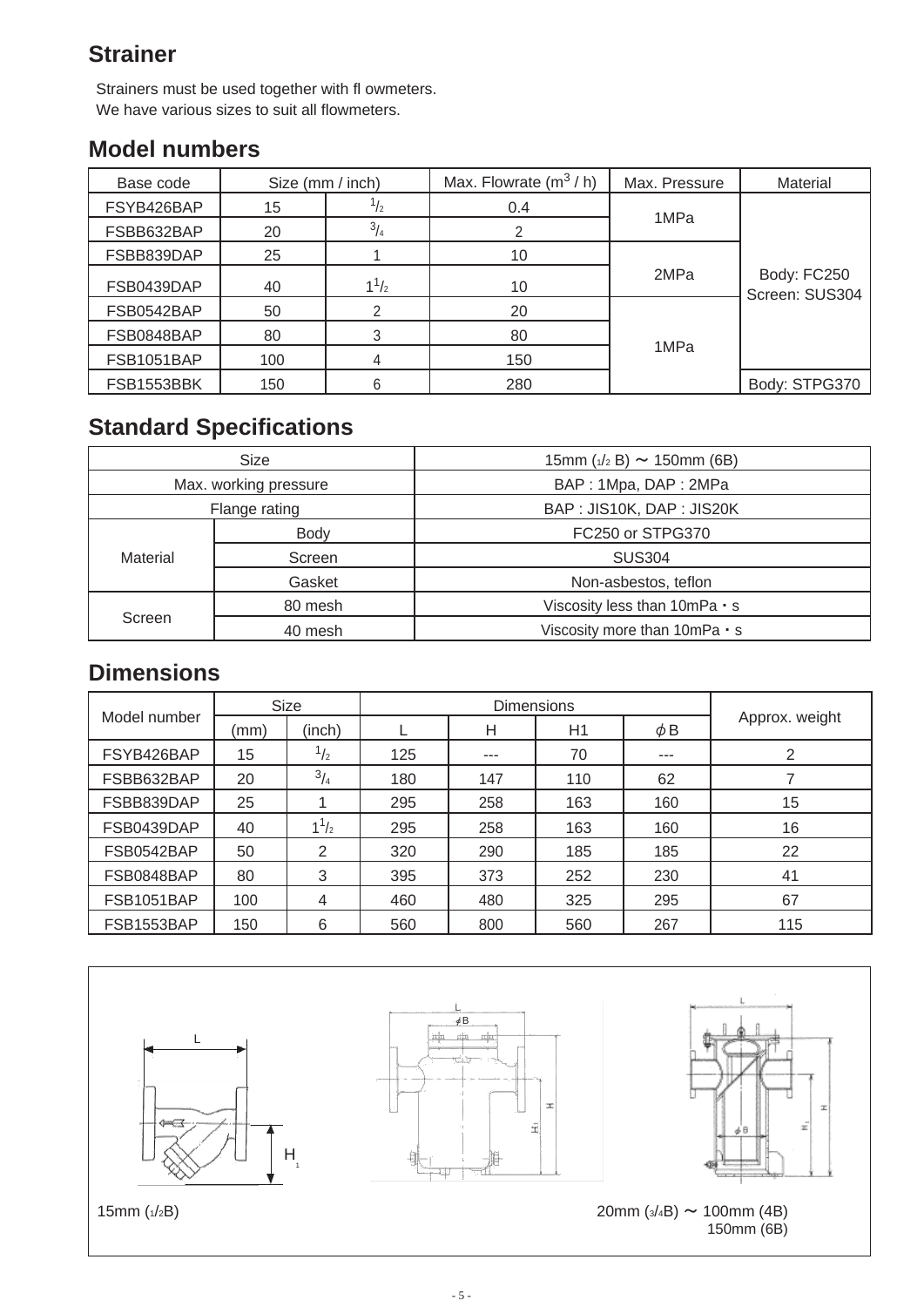## Strainer

Strainers must be used together with fl owmeters.
We have various sizes to suit all flowmeters.

## Model numbers

| Base code | Size (mm / inch) | | Max. Flowrate ($m^3$ / h) | Max. Pressure | Material |
|---|---|---|---|---|---|
| FSYB426BAP | 15 | 1/2 | 0.4 | 1MPa | Body: FC250 Screen: SUS304 |
| FSBB632BAP | 20 | 3/4 | 2 | | |
| FSBB839DAP | 25 | 1 | 10 | 2MPa | |
| FSB0439DAP | 40 | 1 1/2 | 10 | | |
| FSB0542BAP | 50 | 2 | 20 | 1MPa | |
| FSB0848BAP | 80 | 3 | 80 | | |
| FSB1051BAP | 100 | 4 | 150 | | |
| FSB1553BBK | 150 | 6 | 280 | | Body: STPG370 |

## Standard Specifications

| Size | | 15mm (1/2 B) 〜 150mm (6B) |
|---|---|---|
| Max. working pressure | | BAP : 1Mpa, DAP : 2MPa |
| Flange rating | | BAP : JIS10K, DAP : JIS20K |
| Material | Body | FC250 or STPG370 |
| | Screen | SUS304 |
| | Gasket | Non-asbestos, teflon |
| Screen | 80 mesh | Viscosity less than 10mPa・s |
| | 40 mesh | Viscosity more than 10mPa・s |

## Dimensions

| Model number | Size | | Dimensions | | | | Approx. weight |
|---|---|---|---|---|---|---|---|
| | (mm) | (inch) | L | H | H1 | ϕB | |
| FSYB426BAP | 15 | 1/2 | 125 | --- | 70 | --- | 2 |
| FSBB632BAP | 20 | 3/4 | 180 | 147 | 110 | 62 | 7 |
| FSBB839DAP | 25 | 1 | 295 | 258 | 163 | 160 | 15 |
| FSB0439DAP | 40 | 1 1/2 | 295 | 258 | 163 | 160 | 16 |
| FSB0542BAP | 50 | 2 | 320 | 290 | 185 | 185 | 22 |
| FSB0848BAP | 80 | 3 | 395 | 373 | 252 | 230 | 41 |
| FSB1051BAP | 100 | 4 | 460 | 480 | 325 | 295 | 67 |
| FSB1553BAP | 150 | 6 | 560 | 800 | 560 | 267 | 115 |

15mm (1/2B)

20mm (3/4B) 〜 100mm (4B)

150mm (6B)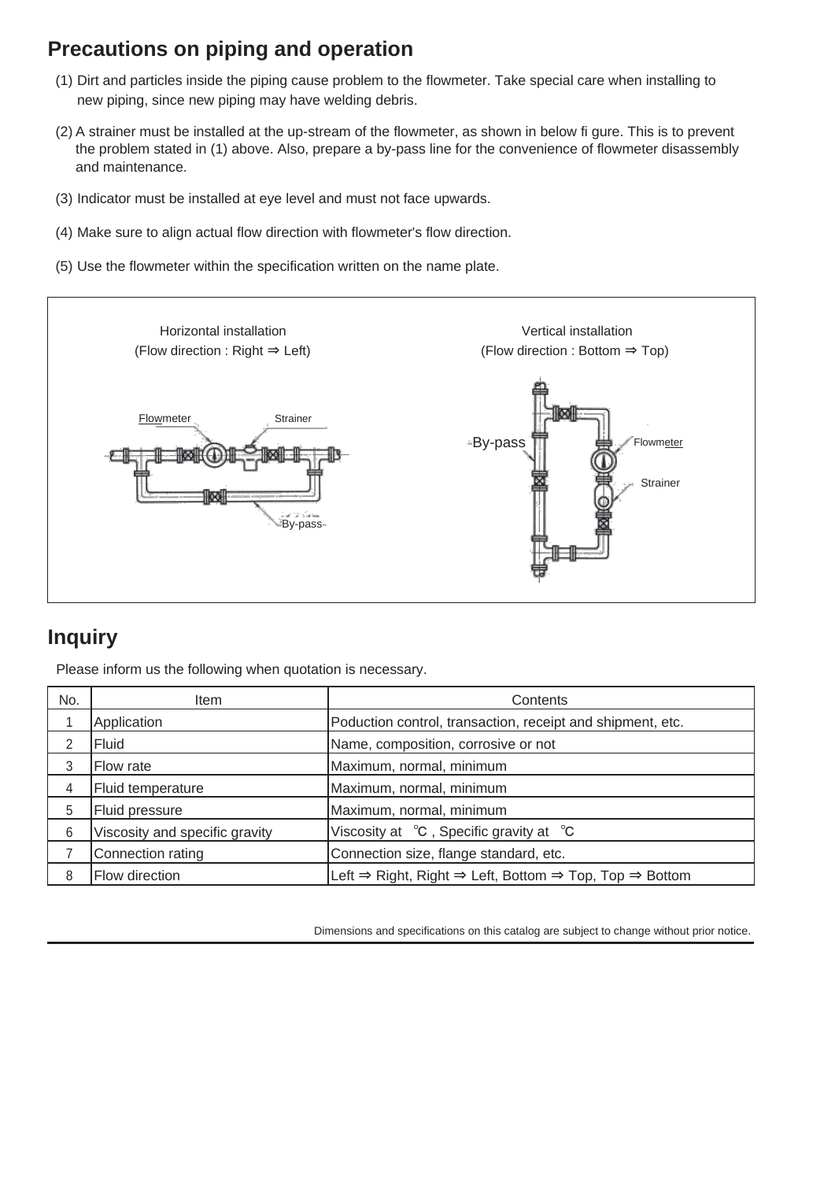## Precautions on piping and operation

(1) Dirt and particles inside the piping cause problem to the flowmeter. Take special care when installing to new piping, since new piping may have welding debris.

(2) A strainer must be installed at the up-stream of the flowmeter, as shown in below fi gure. This is to prevent the problem stated in (1) above. Also, prepare a by-pass line for the convenience of flowmeter disassembly and maintenance.

(3) Indicator must be installed at eye level and must not face upwards.

(4) Make sure to align actual flow direction with flowmeter's flow direction.

(5) Use the flowmeter within the specification written on the name plate.

Horizontal installation
(Flow direction : Right ⇒ Left)

Flowmeter
Strainer
By-pass

Vertical installation
(Flow direction : Bottom ⇒ Top)

By-pass
Flowmeter
Strainer

## Inquiry

Please inform us the following when quotation is necessary.

| No. | Item | Contents |
|---|---|---|
| 1 | Application | Poduction control, transaction, receipt and shipment, etc. |
| 2 | Fluid | Name, composition, corrosive or not |
| 3 | Flow rate | Maximum, normal, minimum |
| 4 | Fluid temperature | Maximum, normal, minimum |
| 5 | Fluid pressure | Maximum, normal, minimum |
| 6 | Viscosity and specific gravity | Viscosity at ℃ , Specific gravity at ℃ |
| 7 | Connection rating | Connection size, flange standard, etc. |
| 8 | Flow direction | Left ⇒ Right, Right ⇒ Left, Bottom ⇒ Top, Top ⇒ Bottom |

Dimensions and specifications on this catalog are subject to change without prior notice.